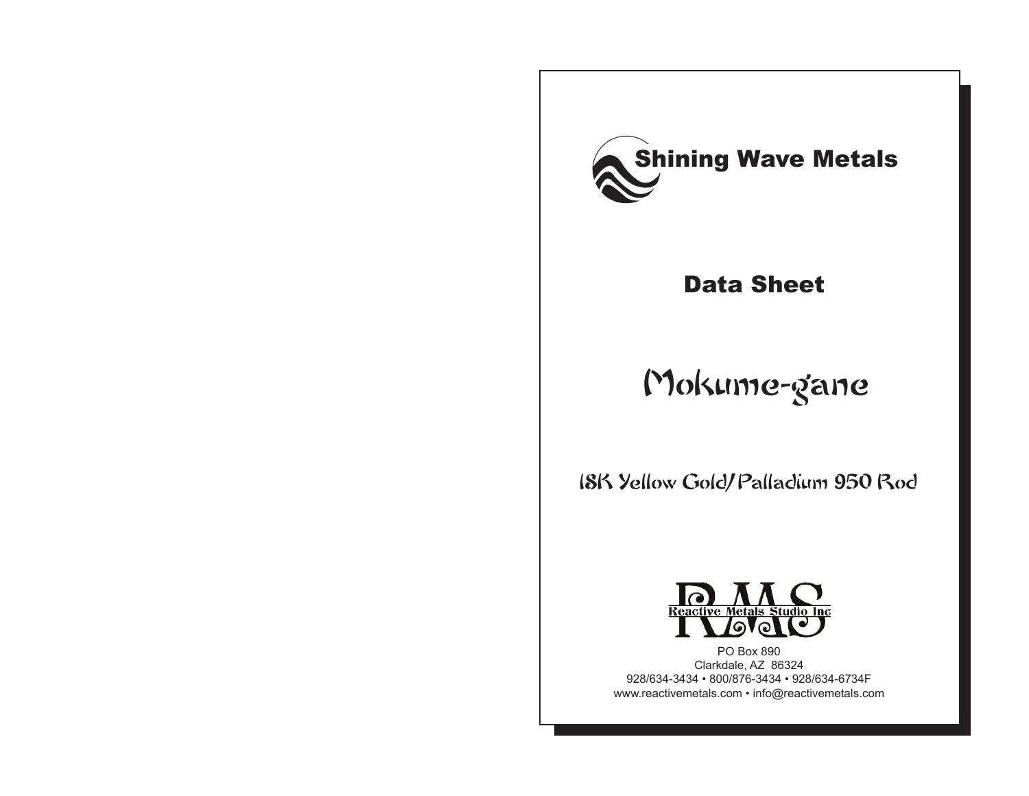# Shining Wave Metals

## Data Sheet

# Mokume-gane

## 18K Yellow Gold/Palladium 950 Rod

RMS
Reactive Metals Studio Inc

PO Box 890
Clarkdale, AZ 86324
928/634-3434 • 800/876-3434 • 928/634-6734F
www.reactivemetals.com • info@reactivemetals.com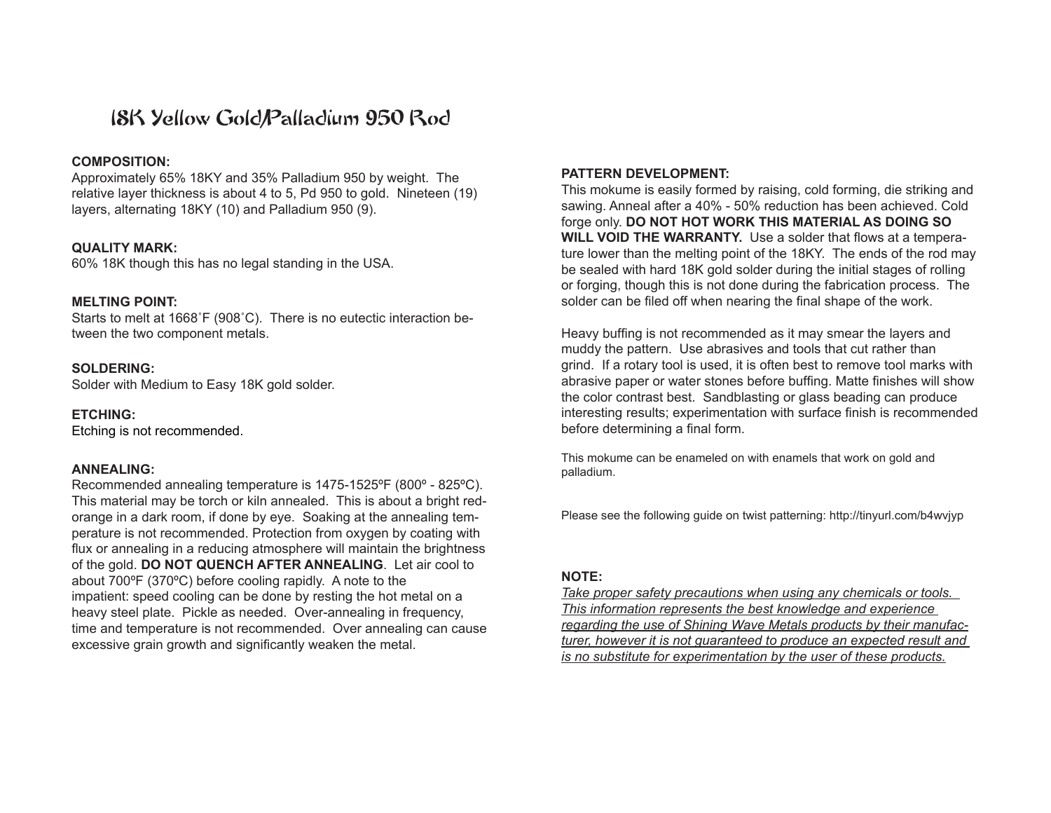# 18K Yellow Gold/Palladium 950 Rod

**COMPOSITION:**
Approximately 65% 18KY and 35% Palladium 950 by weight. The relative layer thickness is about 4 to 5, Pd 950 to gold. Nineteen (19) layers, alternating 18KY (10) and Palladium 950 (9).

**QUALITY MARK:**
60% 18K though this has no legal standing in the USA.

**MELTING POINT:**
Starts to melt at 1668˚F (908˚C). There is no eutectic interaction between the two component metals.

**SOLDERING:**
Solder with Medium to Easy 18K gold solder.

**ETCHING:**
Etching is not recommended.

**ANNEALING:**
Recommended annealing temperature is 1475-1525ºF (800º - 825ºC). This material may be torch or kiln annealed. This is about a bright red-orange in a dark room, if done by eye. Soaking at the annealing temperature is not recommended. Protection from oxygen by coating with flux or annealing in a reducing atmosphere will maintain the brightness of the gold. **DO NOT QUENCH AFTER ANNEALING**. Let air cool to about 700ºF (370ºC) before cooling rapidly. A note to the impatient: speed cooling can be done by resting the hot metal on a heavy steel plate. Pickle as needed. Over-annealing in frequency, time and temperature is not recommended. Over annealing can cause excessive grain growth and significantly weaken the metal.

**PATTERN DEVELOPMENT:**
This mokume is easily formed by raising, cold forming, die striking and sawing. Anneal after a 40% - 50% reduction has been achieved. Cold forge only. **DO NOT HOT WORK THIS MATERIAL AS DOING SO WILL VOID THE WARRANTY.** Use a solder that flows at a temperature lower than the melting point of the 18KY. The ends of the rod may be sealed with hard 18K gold solder during the initial stages of rolling or forging, though this is not done during the fabrication process. The solder can be filed off when nearing the final shape of the work.

Heavy buffing is not recommended as it may smear the layers and muddy the pattern. Use abrasives and tools that cut rather than grind. If a rotary tool is used, it is often best to remove tool marks with abrasive paper or water stones before buffing. Matte finishes will show the color contrast best. Sandblasting or glass beading can produce interesting results; experimentation with surface finish is recommended before determining a final form.

This mokume can be enameled on with enamels that work on gold and palladium.

Please see the following guide on twist patterning: http://tinyurl.com/b4wvjyp

**NOTE:**
*Take proper safety precautions when using any chemicals or tools. This information represents the best knowledge and experience regarding the use of Shining Wave Metals products by their manufacturer, however it is not guaranteed to produce an expected result and is no substitute for experimentation by the user of these products.*